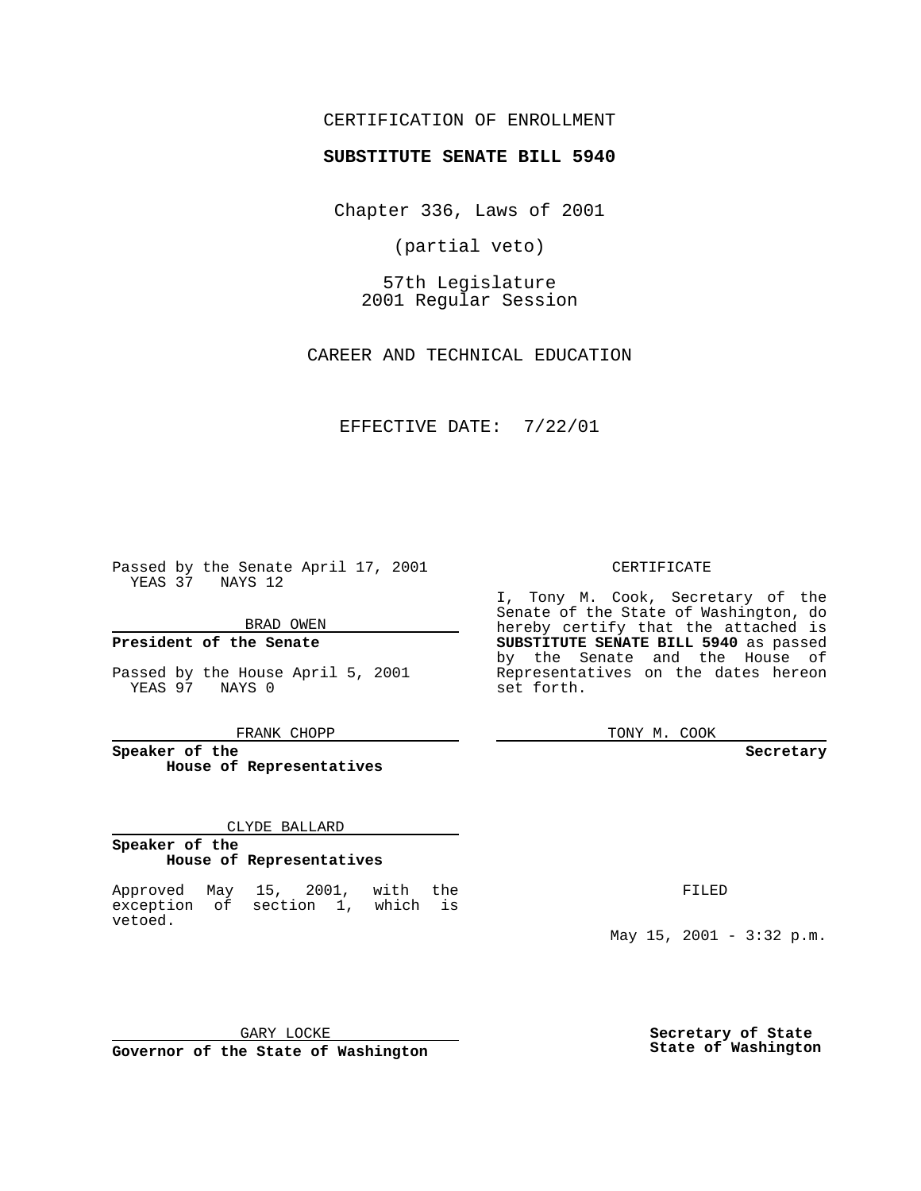CERTIFICATION OF ENROLLMENT

**SUBSTITUTE SENATE BILL 5940**

Chapter 336, Laws of 2001

(partial veto)

57th Legislature
2001 Regular Session

CAREER AND TECHNICAL EDUCATION

EFFECTIVE DATE: 7/22/01

Passed by the Senate April 17, 2001
YEAS 37 NAYS 12

BRAD OWEN

**President of the Senate**

Passed by the House April 5, 2001
YEAS 97 NAYS 0

FRANK CHOPP

**Speaker of the House of Representatives**

CLYDE BALLARD

**Speaker of the House of Representatives**

Approved May 15, 2001, with the exception of section 1, which is vetoed.

GARY LOCKE

**Governor of the State of Washington**

CERTIFICATE

I, Tony M. Cook, Secretary of the Senate of the State of Washington, do hereby certify that the attached is **SUBSTITUTE SENATE BILL 5940** as passed by the Senate and the House of Representatives on the dates hereon set forth.

TONY M. COOK

**Secretary**

FILED

May 15, 2001 - 3:32 p.m.

**Secretary of State State of Washington**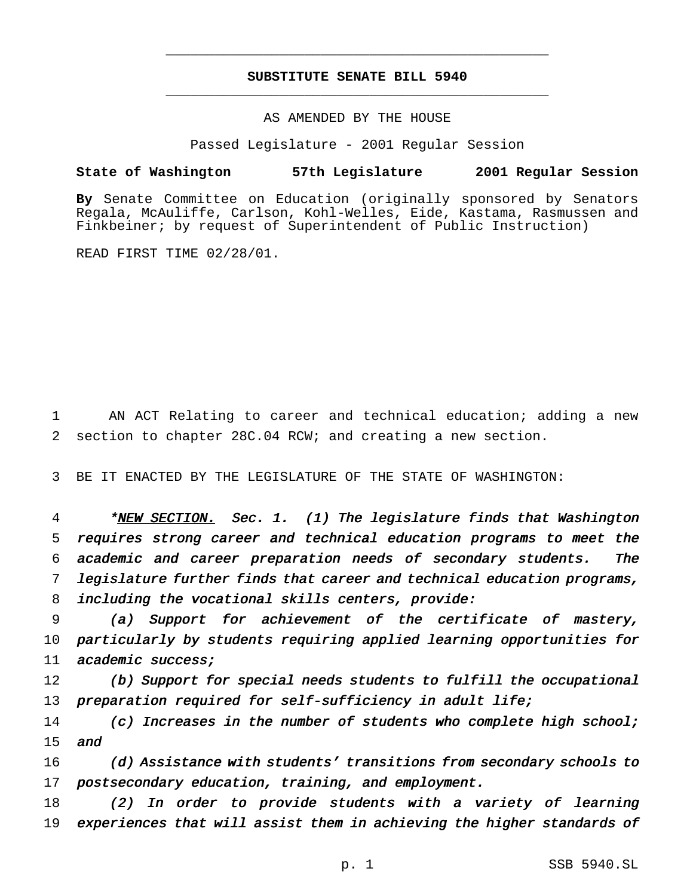# SUBSTITUTE SENATE BILL 5940

AS AMENDED BY THE HOUSE

Passed Legislature - 2001 Regular Session

**State of Washington 57th Legislature 2001 Regular Session**

**By** Senate Committee on Education (originally sponsored by Senators Regala, McAuliffe, Carlson, Kohl-Welles, Eide, Kastama, Rasmussen and Finkbeiner; by request of Superintendent of Public Instruction)

READ FIRST TIME 02/28/01.

AN ACT Relating to career and technical education; adding a new section to chapter 28C.04 RCW; and creating a new section.

BE IT ENACTED BY THE LEGISLATURE OF THE STATE OF WASHINGTON:

*\*NEW SECTION. Sec. 1. (1) The legislature finds that Washington requires strong career and technical education programs to meet the academic and career preparation needs of secondary students. The legislature further finds that career and technical education programs, including the vocational skills centers, provide:*

*(a) Support for achievement of the certificate of mastery, particularly by students requiring applied learning opportunities for academic success;*

*(b) Support for special needs students to fulfill the occupational preparation required for self-sufficiency in adult life;*

*(c) Increases in the number of students who complete high school; and*

*(d) Assistance with students' transitions from secondary schools to postsecondary education, training, and employment.*

*(2) In order to provide students with a variety of learning experiences that will assist them in achieving the higher standards of*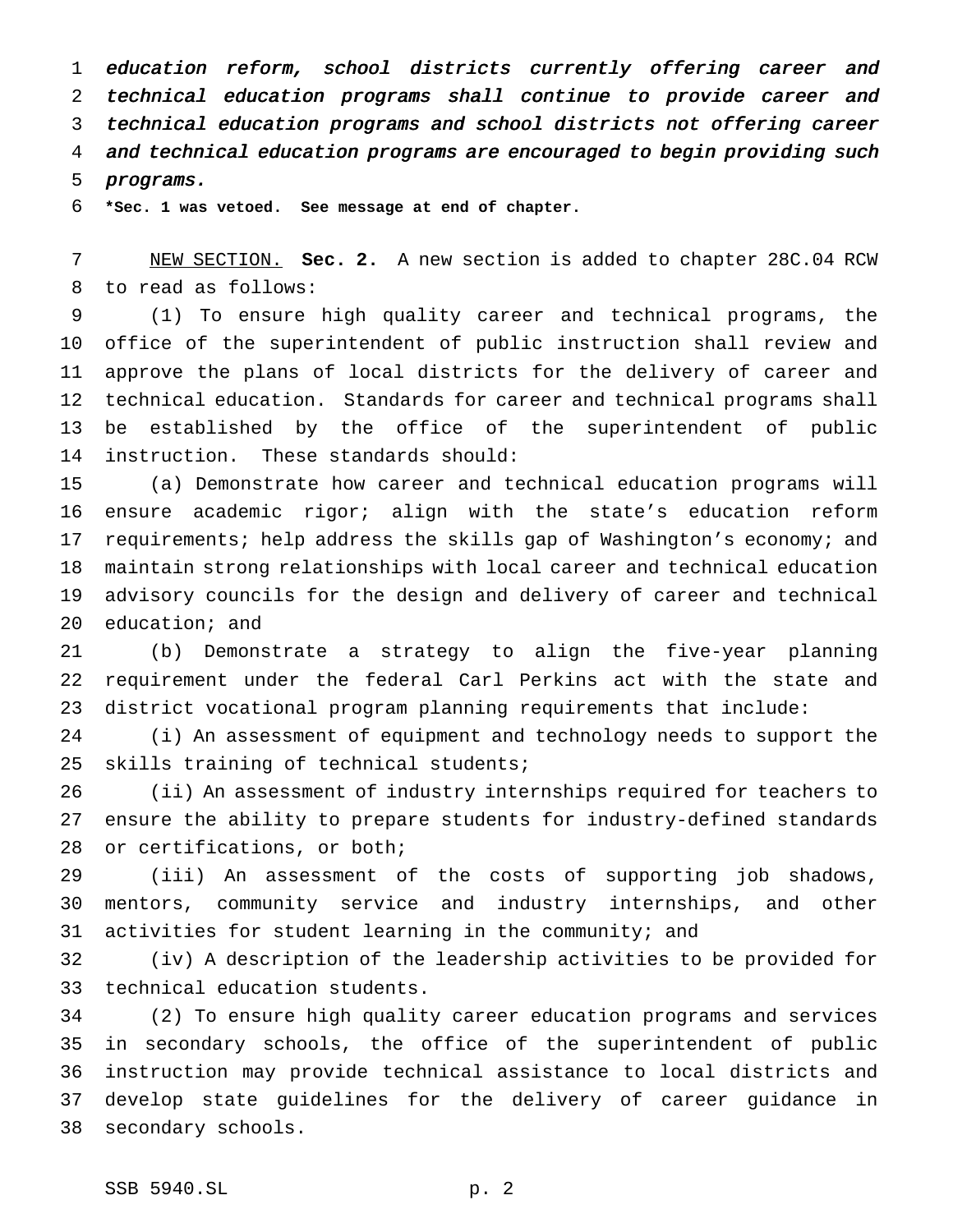*education reform, school districts currently offering career and technical education programs shall continue to provide career and technical education programs and school districts not offering career and technical education programs are encouraged to begin providing such programs.*

**\*Sec. 1 was vetoed. See message at end of chapter.**

NEW SECTION. **Sec. 2.** A new section is added to chapter 28C.04 RCW to read as follows:

(1) To ensure high quality career and technical programs, the office of the superintendent of public instruction shall review and approve the plans of local districts for the delivery of career and technical education. Standards for career and technical programs shall be established by the office of the superintendent of public instruction. These standards should:

(a) Demonstrate how career and technical education programs will ensure academic rigor; align with the state's education reform requirements; help address the skills gap of Washington's economy; and maintain strong relationships with local career and technical education advisory councils for the design and delivery of career and technical education; and

(b) Demonstrate a strategy to align the five-year planning requirement under the federal Carl Perkins act with the state and district vocational program planning requirements that include:

(i) An assessment of equipment and technology needs to support the skills training of technical students;

(ii) An assessment of industry internships required for teachers to ensure the ability to prepare students for industry-defined standards or certifications, or both;

(iii) An assessment of the costs of supporting job shadows, mentors, community service and industry internships, and other activities for student learning in the community; and

(iv) A description of the leadership activities to be provided for technical education students.

(2) To ensure high quality career education programs and services in secondary schools, the office of the superintendent of public instruction may provide technical assistance to local districts and develop state guidelines for the delivery of career guidance in secondary schools.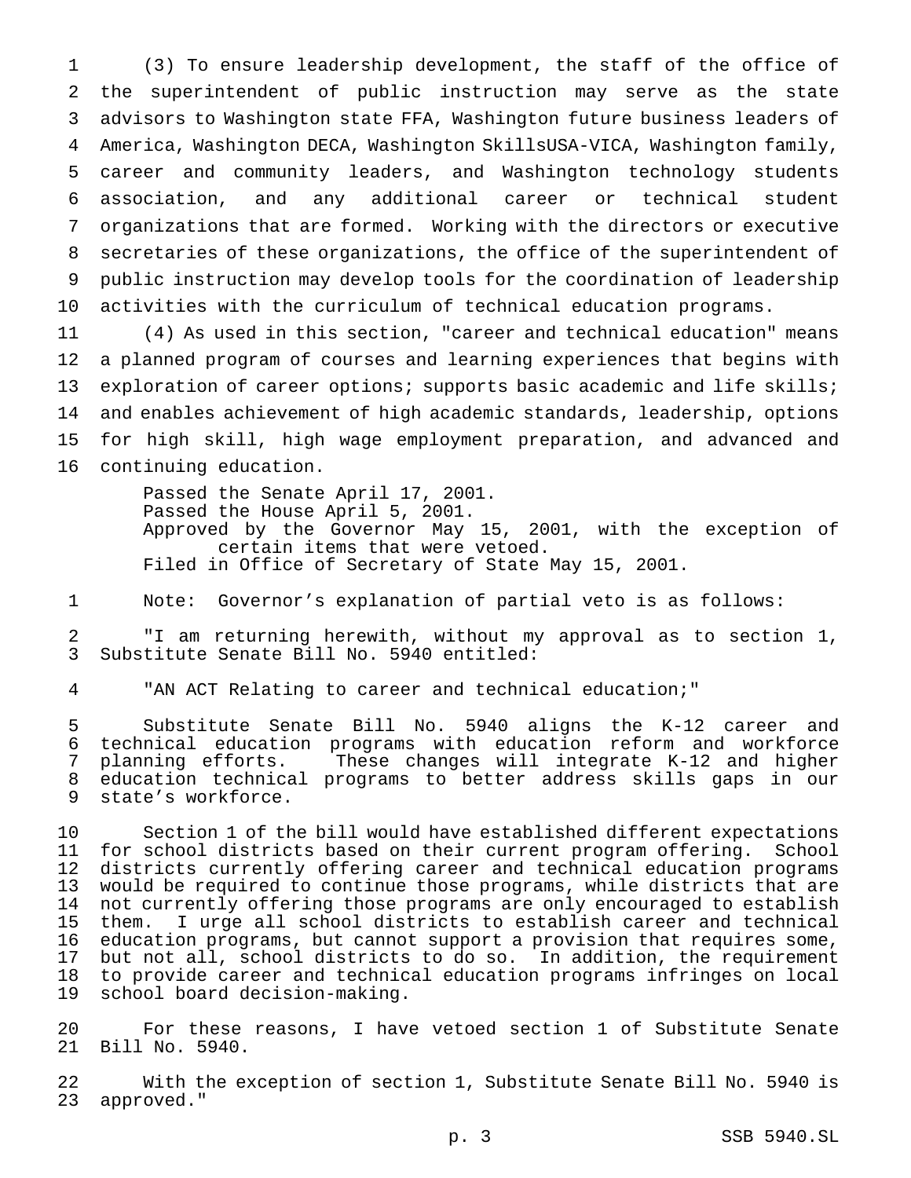(3) To ensure leadership development, the staff of the office of the superintendent of public instruction may serve as the state advisors to Washington state FFA, Washington future business leaders of America, Washington DECA, Washington SkillsUSA-VICA, Washington family, career and community leaders, and Washington technology students association, and any additional career or technical student organizations that are formed. Working with the directors or executive secretaries of these organizations, the office of the superintendent of public instruction may develop tools for the coordination of leadership activities with the curriculum of technical education programs.

(4) As used in this section, "career and technical education" means a planned program of courses and learning experiences that begins with exploration of career options; supports basic academic and life skills; and enables achievement of high academic standards, leadership, options for high skill, high wage employment preparation, and advanced and continuing education.

Passed the Senate April 17, 2001.
Passed the House April 5, 2001.
Approved by the Governor May 15, 2001, with the exception of certain items that were vetoed.
Filed in Office of Secretary of State May 15, 2001.

Note: Governor's explanation of partial veto is as follows:

"I am returning herewith, without my approval as to section 1, Substitute Senate Bill No. 5940 entitled:

"AN ACT Relating to career and technical education;"

Substitute Senate Bill No. 5940 aligns the K-12 career and technical education programs with education reform and workforce planning efforts. These changes will integrate K-12 and higher education technical programs to better address skills gaps in our state's workforce.

Section 1 of the bill would have established different expectations for school districts based on their current program offering. School districts currently offering career and technical education programs would be required to continue those programs, while districts that are not currently offering those programs are only encouraged to establish them. I urge all school districts to establish career and technical education programs, but cannot support a provision that requires some, but not all, school districts to do so. In addition, the requirement to provide career and technical education programs infringes on local school board decision-making.

For these reasons, I have vetoed section 1 of Substitute Senate Bill No. 5940.

With the exception of section 1, Substitute Senate Bill No. 5940 is approved."